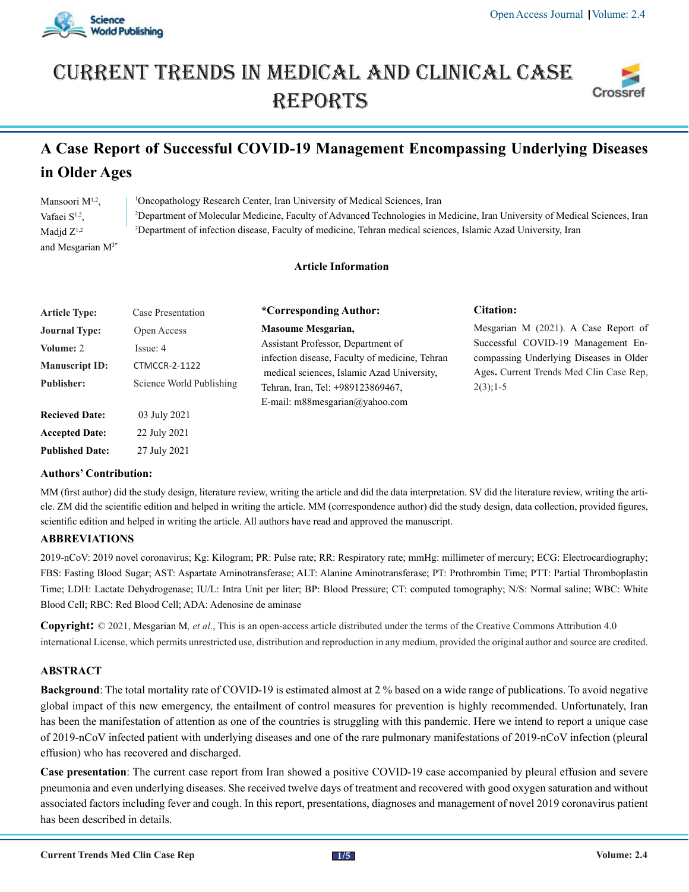# CURRENT TRENDS IN MEDICAL AND CLINICAL CASE REPORTS

## A Case Report of Successful COVID-19 Management Encompassing Underlying Diseases in Older Ages

Mansoori M[1,2], Vafaei S[1,2], Madjd Z[1,2] and Mesgarian M[3*]

[1]Oncopathology Research Center, Iran University of Medical Sciences, Iran
[2]Department of Molecular Medicine, Faculty of Advanced Technologies in Medicine, Iran University of Medical Sciences, Iran
[3]Department of infection disease, Faculty of medicine, Tehran medical sciences, Islamic Azad University, Iran

### Article Information

**Article Type:** Case Presentation
**Journal Type:** Open Access
**Volume:** 2 Issue: 4
**Manuscript ID:** CTMCCR-2-1122
**Publisher:** Science World Publishing

**Recieved Date:** 03 July 2021
**Accepted Date:** 22 July 2021
**Published Date:** 27 July 2021

**\*Corresponding Author:**
**Masoume Mesgarian,**
Assistant Professor, Department of infection disease, Faculty of medicine, Tehran medical sciences, Islamic Azad University, Tehran, Iran, Tel: +989123869467, E-mail: m88mesgarian@yahoo.com

**Citation:**
Mesgarian M (2021). A Case Report of Successful COVID-19 Management Encompassing Underlying Diseases in Older Ages. Current Trends Med Clin Case Rep, 2(3);1-5

**Authors' Contribution:**

MM (first author) did the study design, literature review, writing the article and did the data interpretation. SV did the literature review, writing the article. ZM did the scientific edition and helped in writing the article. MM (correspondence author) did the study design, data collection, provided figures, scientific edition and helped in writing the article. All authors have read and approved the manuscript.

**ABBREVIATIONS**

2019-nCoV: 2019 novel coronavirus; Kg: Kilogram; PR: Pulse rate; RR: Respiratory rate; mmHg: millimeter of mercury; ECG: Electrocardiography; FBS: Fasting Blood Sugar; AST: Aspartate Aminotransferase; ALT: Alanine Aminotransferase; PT: Prothrombin Time; PTT: Partial Thromboplastin Time; LDH: Lactate Dehydrogenase; IU/L: Intra Unit per liter; BP: Blood Pressure; CT: computed tomography; N/S: Normal saline; WBC: White Blood Cell; RBC: Red Blood Cell; ADA: Adenosine de aminase

**Copyright:** © 2021, Mesgarian M, *et al*., This is an open-access article distributed under the terms of the Creative Commons Attribution 4.0 international License, which permits unrestricted use, distribution and reproduction in any medium, provided the original author and source are credited.

## ABSTRACT

**Background**: The total mortality rate of COVID-19 is estimated almost at 2 % based on a wide range of publications. To avoid negative global impact of this new emergency, the entailment of control measures for prevention is highly recommended. Unfortunately, Iran has been the manifestation of attention as one of the countries is struggling with this pandemic. Here we intend to report a unique case of 2019-nCoV infected patient with underlying diseases and one of the rare pulmonary manifestations of 2019-nCoV infection (pleural effusion) who has recovered and discharged.

**Case presentation**: The current case report from Iran showed a positive COVID-19 case accompanied by pleural effusion and severe pneumonia and even underlying diseases. She received twelve days of treatment and recovered with good oxygen saturation and without associated factors including fever and cough. In this report, presentations, diagnoses and management of novel 2019 coronavirus patient has been described in details.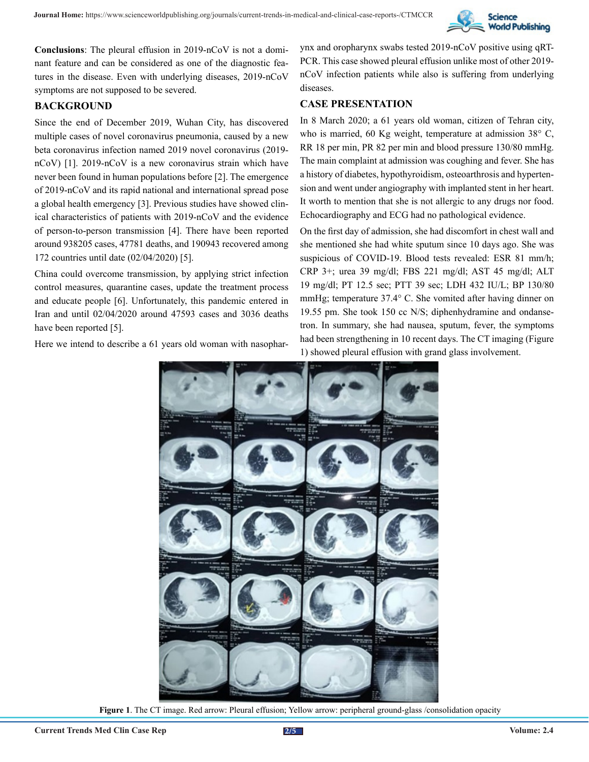**Conclusions**: The pleural effusion in 2019-nCoV is not a dominant feature and can be considered as one of the diagnostic features in the disease. Even with underlying diseases, 2019-nCoV symptoms are not supposed to be severed.

## BACKGROUND

Since the end of December 2019, Wuhan City, has discovered multiple cases of novel coronavirus pneumonia, caused by a new beta coronavirus infection named 2019 novel coronavirus (2019-nCoV) [1]. 2019-nCoV is a new coronavirus strain which have never been found in human populations before [2]. The emergence of 2019-nCoV and its rapid national and international spread pose a global health emergency [3]. Previous studies have showed clinical characteristics of patients with 2019-nCoV and the evidence of person-to-person transmission [4]. There have been reported around 938205 cases, 47781 deaths, and 190943 recovered among 172 countries until date (02/04/2020) [5].

China could overcome transmission, by applying strict infection control measures, quarantine cases, update the treatment process and educate people [6]. Unfortunately, this pandemic entered in Iran and until 02/04/2020 around 47593 cases and 3036 deaths have been reported [5].

Here we intend to describe a 61 years old woman with nasopharynx and oropharynx swabs tested 2019-nCoV positive using qRT-PCR. This case showed pleural effusion unlike most of other 2019-nCoV infection patients while also is suffering from underlying diseases.

## CASE PRESENTATION

In 8 March 2020; a 61 years old woman, citizen of Tehran city, who is married, 60 Kg weight, temperature at admission 38° C, RR 18 per min, PR 82 per min and blood pressure 130/80 mmHg. The main complaint at admission was coughing and fever. She has a history of diabetes, hypothyroidism, osteoarthrosis and hypertension and went under angiography with implanted stent in her heart. It worth to mention that she is not allergic to any drugs nor food. Echocardiography and ECG had no pathological evidence.

On the first day of admission, she had discomfort in chest wall and she mentioned she had white sputum since 10 days ago. She was suspicious of COVID-19. Blood tests revealed: ESR 81 mm/h; CRP 3+; urea 39 mg/dl; FBS 221 mg/dl; AST 45 mg/dl; ALT 19 mg/dl; PT 12.5 sec; PTT 39 sec; LDH 432 IU/L; BP 130/80 mmHg; temperature 37.4° C. She vomited after having dinner on 19.55 pm. She took 150 cc N/S; diphenhydramine and ondansetron. In summary, she had nausea, sputum, fever, the symptoms had been strengthening in 10 recent days. The CT imaging (Figure 1) showed pleural effusion with grand glass involvement.

**Figure 1**. The CT image. Red arrow: Pleural effusion; Yellow arrow: peripheral ground-glass /consolidation opacity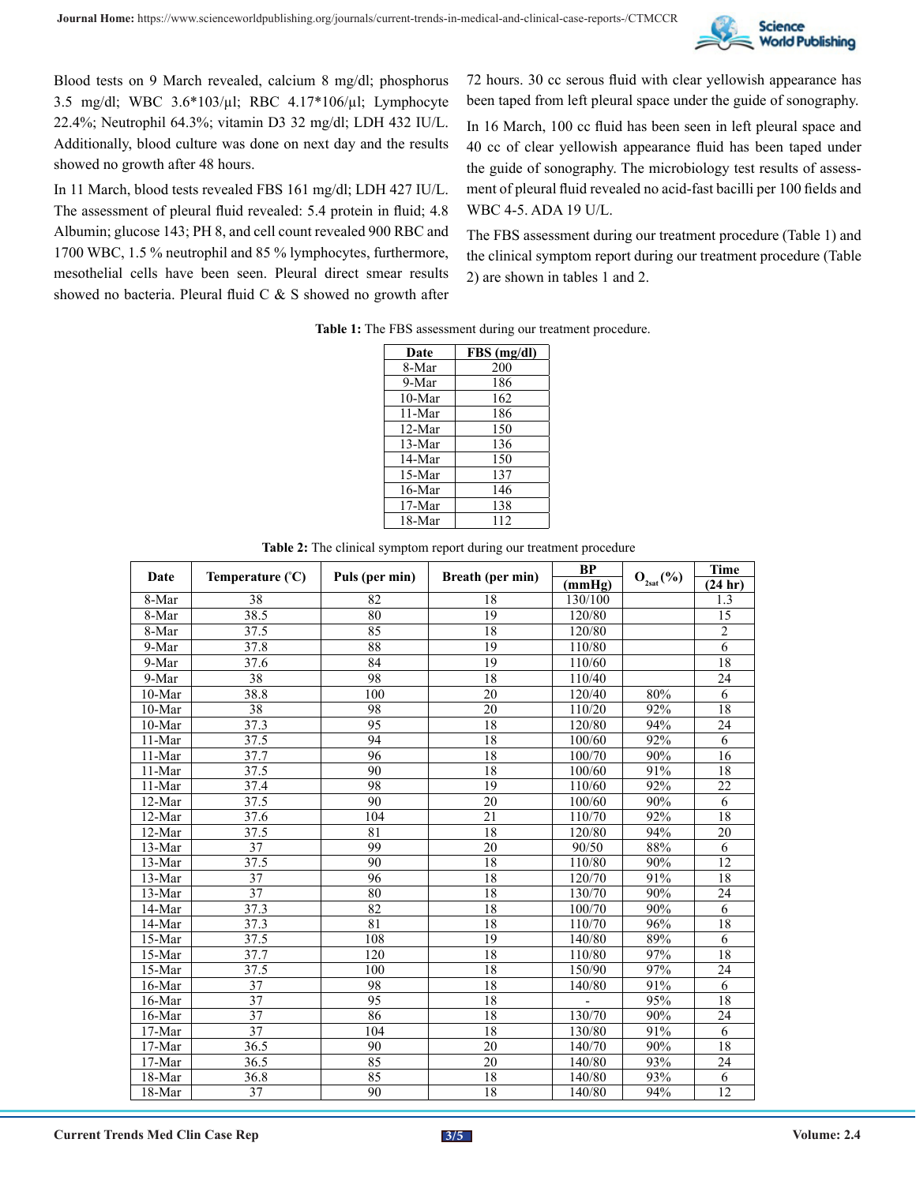Blood tests on 9 March revealed, calcium 8 mg/dl; phosphorus 3.5 mg/dl; WBC 3.6*103/µl; RBC 4.17*106/µl; Lymphocyte 22.4%; Neutrophil 64.3%; vitamin D3 32 mg/dl; LDH 432 IU/L. Additionally, blood culture was done on next day and the results showed no growth after 48 hours.

In 11 March, blood tests revealed FBS 161 mg/dl; LDH 427 IU/L. The assessment of pleural fluid revealed: 5.4 protein in fluid; 4.8 Albumin; glucose 143; PH 8, and cell count revealed 900 RBC and 1700 WBC, 1.5 % neutrophil and 85 % lymphocytes, furthermore, mesothelial cells have been seen. Pleural direct smear results showed no bacteria. Pleural fluid C & S showed no growth after 72 hours. 30 cc serous fluid with clear yellowish appearance has been taped from left pleural space under the guide of sonography.

In 16 March, 100 cc fluid has been seen in left pleural space and 40 cc of clear yellowish appearance fluid has been taped under the guide of sonography. The microbiology test results of assessment of pleural fluid revealed no acid-fast bacilli per 100 fields and WBC 4-5. ADA 19 U/L.

The FBS assessment during our treatment procedure (Table 1) and the clinical symptom report during our treatment procedure (Table 2) are shown in tables 1 and 2.

**Table 1:** The FBS assessment during our treatment procedure.

| Date | FBS (mg/dl) |
|---|---|
| 8-Mar | 200 |
| 9-Mar | 186 |
| 10-Mar | 162 |
| 11-Mar | 186 |
| 12-Mar | 150 |
| 13-Mar | 136 |
| 14-Mar | 150 |
| 15-Mar | 137 |
| 16-Mar | 146 |
| 17-Mar | 138 |
| 18-Mar | 112 |

**Table 2:** The clinical symptom report during our treatment procedure

| Date | Temperature (°C) | Puls (per min) | Breath (per min) | BP (mmHg) | $O_{2sat}$ (%) | Time (24 hr) |
|---|---|---|---|---|---|---|
| 8-Mar | 38 | 82 | 18 | 130/100 | | 1.3 |
| 8-Mar | 38.5 | 80 | 19 | 120/80 | | 15 |
| 8-Mar | 37.5 | 85 | 18 | 120/80 | | 2 |
| 9-Mar | 37.8 | 88 | 19 | 110/80 | | 6 |
| 9-Mar | 37.6 | 84 | 19 | 110/60 | | 18 |
| 9-Mar | 38 | 98 | 18 | 110/40 | | 24 |
| 10-Mar | 38.8 | 100 | 20 | 120/40 | 80% | 6 |
| 10-Mar | 38 | 98 | 20 | 110/20 | 92% | 18 |
| 10-Mar | 37.3 | 95 | 18 | 120/80 | 94% | 24 |
| 11-Mar | 37.5 | 94 | 18 | 100/60 | 92% | 6 |
| 11-Mar | 37.7 | 96 | 18 | 100/70 | 90% | 16 |
| 11-Mar | 37.5 | 90 | 18 | 100/60 | 91% | 18 |
| 11-Mar | 37.4 | 98 | 19 | 110/60 | 92% | 22 |
| 12-Mar | 37.5 | 90 | 20 | 100/60 | 90% | 6 |
| 12-Mar | 37.6 | 104 | 21 | 110/70 | 92% | 18 |
| 12-Mar | 37.5 | 81 | 18 | 120/80 | 94% | 20 |
| 13-Mar | 37 | 99 | 20 | 90/50 | 88% | 6 |
| 13-Mar | 37.5 | 90 | 18 | 110/80 | 90% | 12 |
| 13-Mar | 37 | 96 | 18 | 120/70 | 91% | 18 |
| 13-Mar | 37 | 80 | 18 | 130/70 | 90% | 24 |
| 14-Mar | 37.3 | 82 | 18 | 100/70 | 90% | 6 |
| 14-Mar | 37.3 | 81 | 18 | 110/70 | 96% | 18 |
| 15-Mar | 37.5 | 108 | 19 | 140/80 | 89% | 6 |
| 15-Mar | 37.7 | 120 | 18 | 110/80 | 97% | 18 |
| 15-Mar | 37.5 | 100 | 18 | 150/90 | 97% | 24 |
| 16-Mar | 37 | 98 | 18 | 140/80 | 91% | 6 |
| 16-Mar | 37 | 95 | 18 | - | 95% | 18 |
| 16-Mar | 37 | 86 | 18 | 130/70 | 90% | 24 |
| 17-Mar | 37 | 104 | 18 | 130/80 | 91% | 6 |
| 17-Mar | 36.5 | 90 | 20 | 140/70 | 90% | 18 |
| 17-Mar | 36.5 | 85 | 20 | 140/80 | 93% | 24 |
| 18-Mar | 36.8 | 85 | 18 | 140/80 | 93% | 6 |
| 18-Mar | 37 | 90 | 18 | 140/80 | 94% | 12 |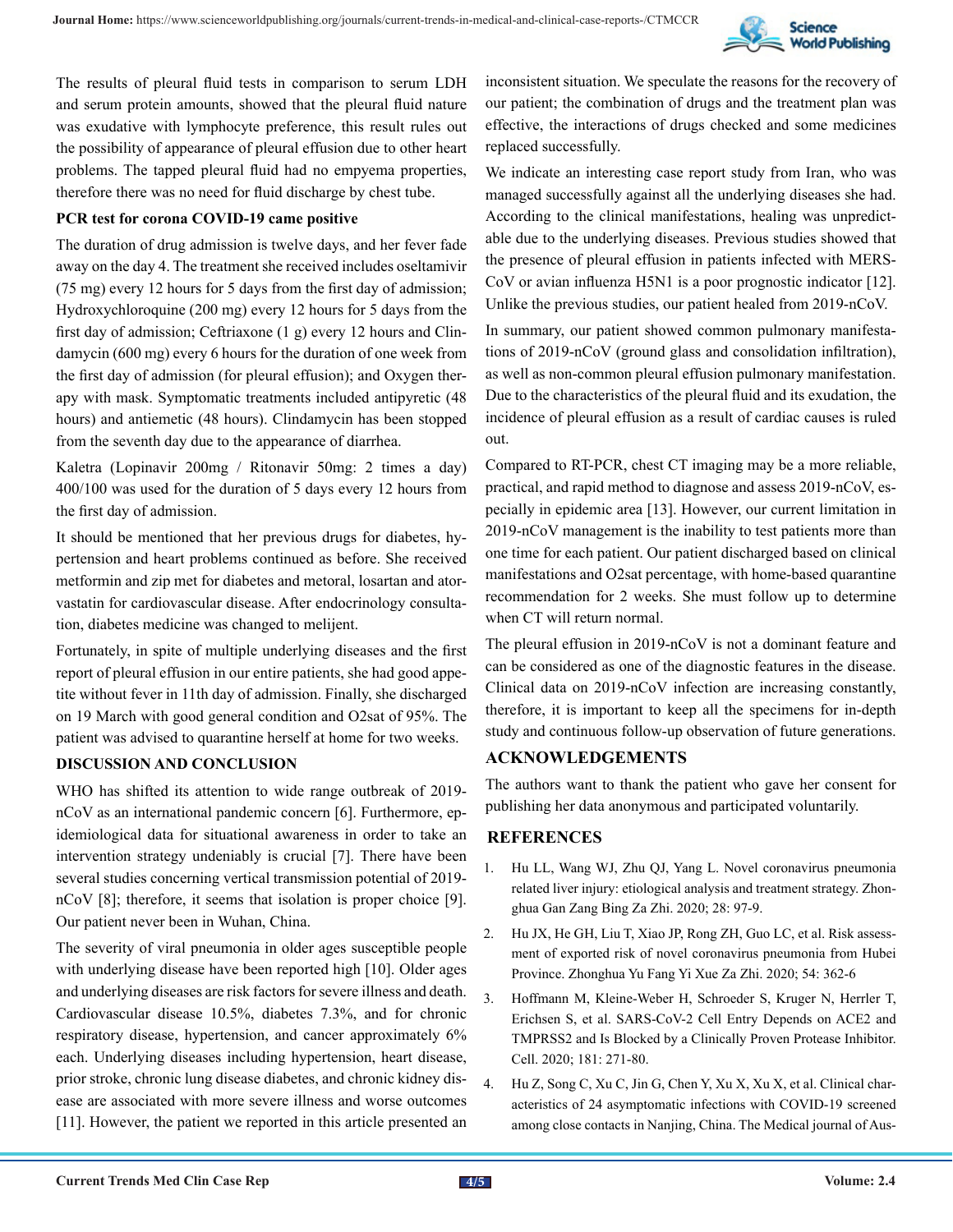The results of pleural fluid tests in comparison to serum LDH and serum protein amounts, showed that the pleural fluid nature was exudative with lymphocyte preference, this result rules out the possibility of appearance of pleural effusion due to other heart problems. The tapped pleural fluid had no empyema properties, therefore there was no need for fluid discharge by chest tube.

**PCR test for corona COVID-19 came positive**

The duration of drug admission is twelve days, and her fever fade away on the day 4. The treatment she received includes oseltamivir (75 mg) every 12 hours for 5 days from the first day of admission; Hydroxychloroquine (200 mg) every 12 hours for 5 days from the first day of admission; Ceftriaxone (1 g) every 12 hours and Clindamycin (600 mg) every 6 hours for the duration of one week from the first day of admission (for pleural effusion); and Oxygen therapy with mask. Symptomatic treatments included antipyretic (48 hours) and antiemetic (48 hours). Clindamycin has been stopped from the seventh day due to the appearance of diarrhea.

Kaletra (Lopinavir 200mg / Ritonavir 50mg: 2 times a day) 400/100 was used for the duration of 5 days every 12 hours from the first day of admission.

It should be mentioned that her previous drugs for diabetes, hypertension and heart problems continued as before. She received metformin and zip met for diabetes and metoral, losartan and atorvastatin for cardiovascular disease. After endocrinology consultation, diabetes medicine was changed to melijent.

Fortunately, in spite of multiple underlying diseases and the first report of pleural effusion in our entire patients, she had good appetite without fever in 11th day of admission. Finally, she discharged on 19 March with good general condition and O2sat of 95%. The patient was advised to quarantine herself at home for two weeks.

## DISCUSSION AND CONCLUSION

WHO has shifted its attention to wide range outbreak of 2019-nCoV as an international pandemic concern [6]. Furthermore, epidemiological data for situational awareness in order to take an intervention strategy undeniably is crucial [7]. There have been several studies concerning vertical transmission potential of 2019-nCoV [8]; therefore, it seems that isolation is proper choice [9]. Our patient never been in Wuhan, China.

The severity of viral pneumonia in older ages susceptible people with underlying disease have been reported high [10]. Older ages and underlying diseases are risk factors for severe illness and death. Cardiovascular disease 10.5%, diabetes 7.3%, and for chronic respiratory disease, hypertension, and cancer approximately 6% each. Underlying diseases including hypertension, heart disease, prior stroke, chronic lung disease diabetes, and chronic kidney disease are associated with more severe illness and worse outcomes [11]. However, the patient we reported in this article presented an inconsistent situation. We speculate the reasons for the recovery of our patient; the combination of drugs and the treatment plan was effective, the interactions of drugs checked and some medicines replaced successfully.

We indicate an interesting case report study from Iran, who was managed successfully against all the underlying diseases she had. According to the clinical manifestations, healing was unpredictable due to the underlying diseases. Previous studies showed that the presence of pleural effusion in patients infected with MERS-CoV or avian influenza H5N1 is a poor prognostic indicator [12]. Unlike the previous studies, our patient healed from 2019-nCoV.

In summary, our patient showed common pulmonary manifestations of 2019-nCoV (ground glass and consolidation infiltration), as well as non-common pleural effusion pulmonary manifestation. Due to the characteristics of the pleural fluid and its exudation, the incidence of pleural effusion as a result of cardiac causes is ruled out.

Compared to RT-PCR, chest CT imaging may be a more reliable, practical, and rapid method to diagnose and assess 2019-nCoV, especially in epidemic area [13]. However, our current limitation in 2019-nCoV management is the inability to test patients more than one time for each patient. Our patient discharged based on clinical manifestations and O2sat percentage, with home-based quarantine recommendation for 2 weeks. She must follow up to determine when CT will return normal.

The pleural effusion in 2019-nCoV is not a dominant feature and can be considered as one of the diagnostic features in the disease. Clinical data on 2019-nCoV infection are increasing constantly, therefore, it is important to keep all the specimens for in-depth study and continuous follow-up observation of future generations.

## ACKNOWLEDGEMENTS

The authors want to thank the patient who gave her consent for publishing her data anonymous and participated voluntarily.

## REFERENCES

1. Hu LL, Wang WJ, Zhu QJ, Yang L. Novel coronavirus pneumonia related liver injury: etiological analysis and treatment strategy. Zhonghua Gan Zang Bing Za Zhi. 2020; 28: 97-9.
2. Hu JX, He GH, Liu T, Xiao JP, Rong ZH, Guo LC, et al. Risk assessment of exported risk of novel coronavirus pneumonia from Hubei Province. Zhonghua Yu Fang Yi Xue Za Zhi. 2020; 54: 362-6
3. Hoffmann M, Kleine-Weber H, Schroeder S, Kruger N, Herrler T, Erichsen S, et al. SARS-CoV-2 Cell Entry Depends on ACE2 and TMPRSS2 and Is Blocked by a Clinically Proven Protease Inhibitor. Cell. 2020; 181: 271-80.
4. Hu Z, Song C, Xu C, Jin G, Chen Y, Xu X, Xu X, et al. Clinical characteristics of 24 asymptomatic infections with COVID-19 screened among close contacts in Nanjing, China. The Medical journal of Aus-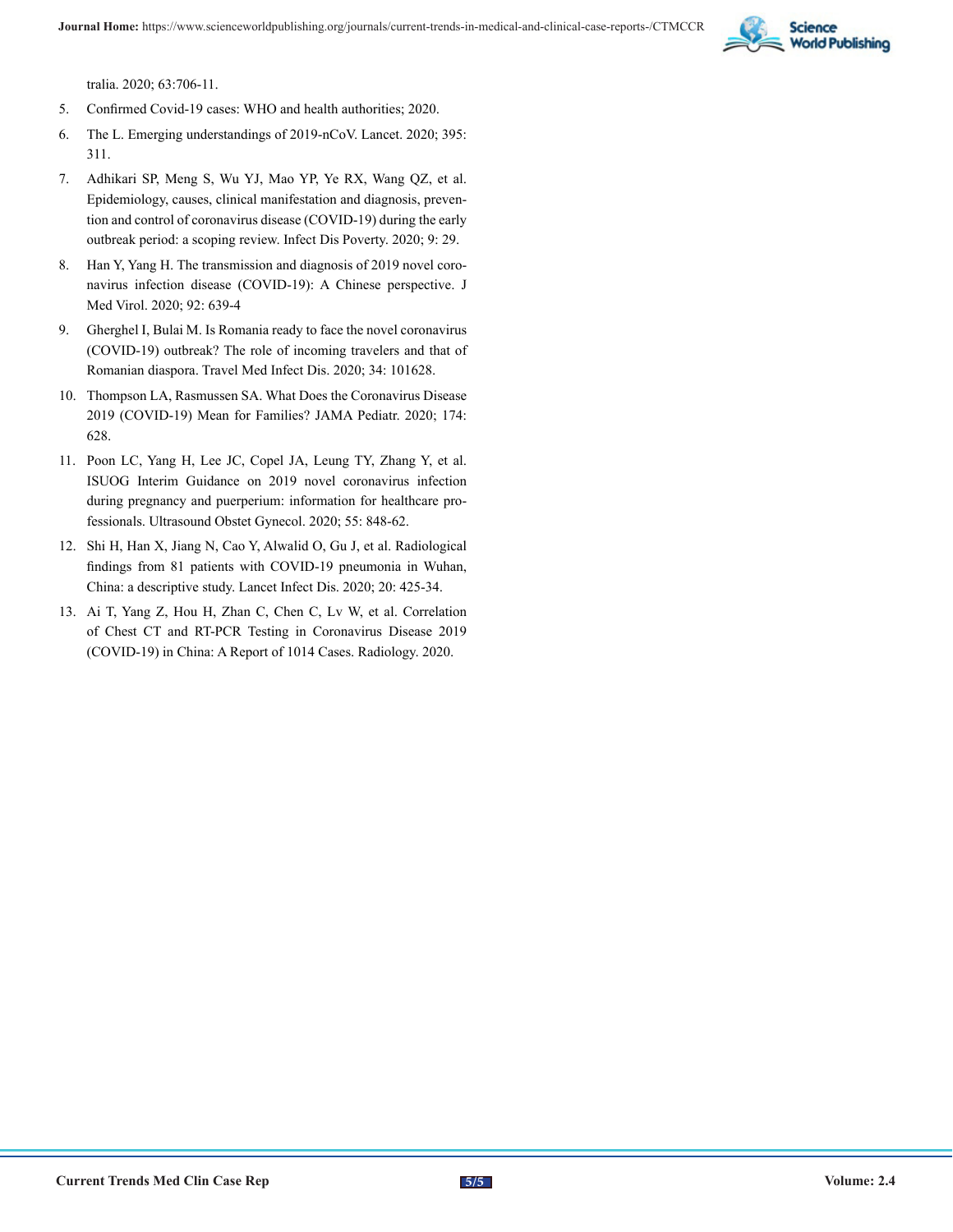tralia. 2020; 63:706-11.

5. Confirmed Covid-19 cases: WHO and health authorities; 2020.
6. The L. Emerging understandings of 2019-nCoV. Lancet. 2020; 395: 311.
7. Adhikari SP, Meng S, Wu YJ, Mao YP, Ye RX, Wang QZ, et al. Epidemiology, causes, clinical manifestation and diagnosis, prevention and control of coronavirus disease (COVID-19) during the early outbreak period: a scoping review. Infect Dis Poverty. 2020; 9: 29.
8. Han Y, Yang H. The transmission and diagnosis of 2019 novel coronavirus infection disease (COVID-19): A Chinese perspective. J Med Virol. 2020; 92: 639-4
9. Gherghel I, Bulai M. Is Romania ready to face the novel coronavirus (COVID-19) outbreak? The role of incoming travelers and that of Romanian diaspora. Travel Med Infect Dis. 2020; 34: 101628.
10. Thompson LA, Rasmussen SA. What Does the Coronavirus Disease 2019 (COVID-19) Mean for Families? JAMA Pediatr. 2020; 174: 628.
11. Poon LC, Yang H, Lee JC, Copel JA, Leung TY, Zhang Y, et al. ISUOG Interim Guidance on 2019 novel coronavirus infection during pregnancy and puerperium: information for healthcare professionals. Ultrasound Obstet Gynecol. 2020; 55: 848-62.
12. Shi H, Han X, Jiang N, Cao Y, Alwalid O, Gu J, et al. Radiological findings from 81 patients with COVID-19 pneumonia in Wuhan, China: a descriptive study. Lancet Infect Dis. 2020; 20: 425-34.
13. Ai T, Yang Z, Hou H, Zhan C, Chen C, Lv W, et al. Correlation of Chest CT and RT-PCR Testing in Coronavirus Disease 2019 (COVID-19) in China: A Report of 1014 Cases. Radiology. 2020.